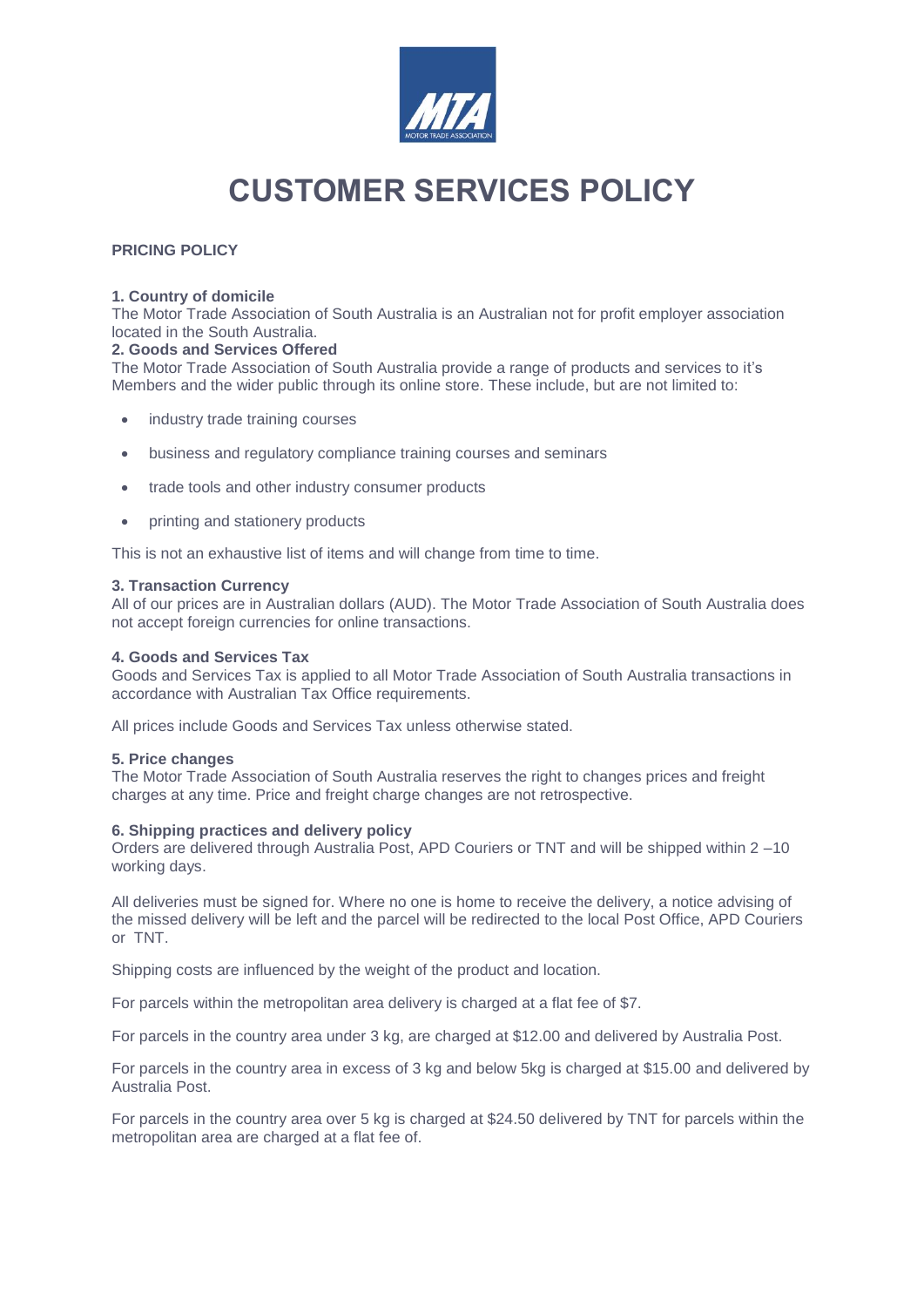# CUSTOMER SERVICES POLICY

**PRICING POLICY**

**1. Country of domicile**
The Motor Trade Association of South Australia is an Australian not for profit employer association located in the South Australia.

**2. Goods and Services Offered**
The Motor Trade Association of South Australia provide a range of products and services to it's Members and the wider public through its online store. These include, but are not limited to:

- industry trade training courses
- business and regulatory compliance training courses and seminars
- trade tools and other industry consumer products
- printing and stationery products

This is not an exhaustive list of items and will change from time to time.

**3. Transaction Currency**
All of our prices are in Australian dollars (AUD). The Motor Trade Association of South Australia does not accept foreign currencies for online transactions.

**4. Goods and Services Tax**
Goods and Services Tax is applied to all Motor Trade Association of South Australia transactions in accordance with Australian Tax Office requirements.

All prices include Goods and Services Tax unless otherwise stated.

**5. Price changes**
The Motor Trade Association of South Australia reserves the right to changes prices and freight charges at any time. Price and freight charge changes are not retrospective.

**6. Shipping practices and delivery policy**
Orders are delivered through Australia Post, APD Couriers or TNT and will be shipped within 2 –10 working days.

All deliveries must be signed for. Where no one is home to receive the delivery, a notice advising of the missed delivery will be left and the parcel will be redirected to the local Post Office, APD Couriers or TNT.

Shipping costs are influenced by the weight of the product and location.

For parcels within the metropolitan area delivery is charged at a flat fee of $7.

For parcels in the country area under 3 kg, are charged at $12.00 and delivered by Australia Post.

For parcels in the country area in excess of 3 kg and below 5kg is charged at $15.00 and delivered by Australia Post.

For parcels in the country area over 5 kg is charged at $24.50 delivered by TNT for parcels within the metropolitan area are charged at a flat fee of.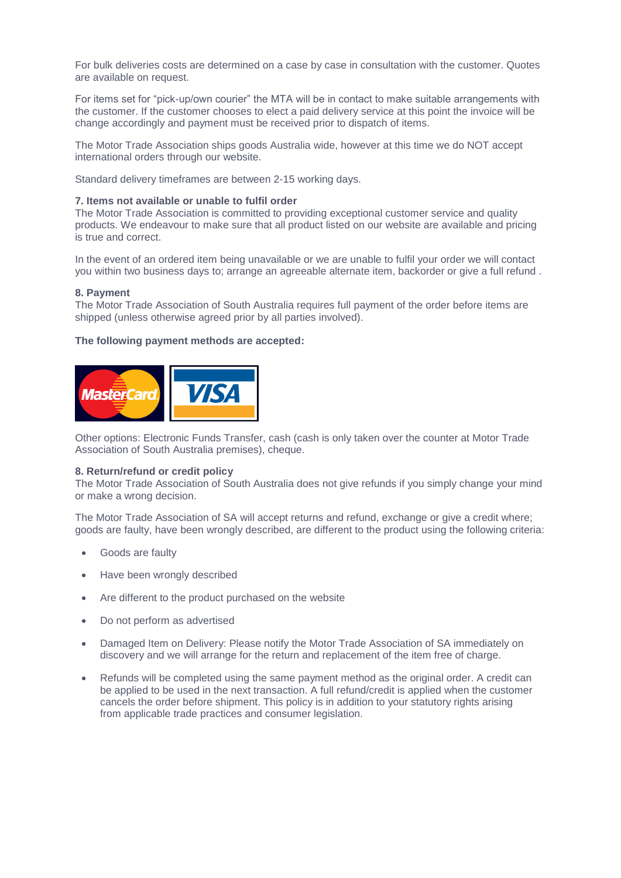For bulk deliveries costs are determined on a case by case in consultation with the customer. Quotes are available on request.

For items set for "pick-up/own courier" the MTA will be in contact to make suitable arrangements with the customer. If the customer chooses to elect a paid delivery service at this point the invoice will be change accordingly and payment must be received prior to dispatch of items.

The Motor Trade Association ships goods Australia wide, however at this time we do NOT accept international orders through our website.

Standard delivery timeframes are between 2-15 working days.

**7. Items not available or unable to fulfil order**
The Motor Trade Association is committed to providing exceptional customer service and quality products. We endeavour to make sure that all product listed on our website are available and pricing is true and correct.

In the event of an ordered item being unavailable or we are unable to fulfil your order we will contact you within two business days to; arrange an agreeable alternate item, backorder or give a full refund .

**8. Payment**
The Motor Trade Association of South Australia requires full payment of the order before items are shipped (unless otherwise agreed prior by all parties involved).

**The following payment methods are accepted:**

MasterCard VISA

Other options: Electronic Funds Transfer, cash (cash is only taken over the counter at Motor Trade Association of South Australia premises), cheque.

**8. Return/refund or credit policy**
The Motor Trade Association of South Australia does not give refunds if you simply change your mind or make a wrong decision.

The Motor Trade Association of SA will accept returns and refund, exchange or give a credit where; goods are faulty, have been wrongly described, are different to the product using the following criteria:

- Goods are faulty
- Have been wrongly described
- Are different to the product purchased on the website
- Do not perform as advertised
- Damaged Item on Delivery: Please notify the Motor Trade Association of SA immediately on discovery and we will arrange for the return and replacement of the item free of charge.
- Refunds will be completed using the same payment method as the original order. A credit can be applied to be used in the next transaction. A full refund/credit is applied when the customer cancels the order before shipment. This policy is in addition to your statutory rights arising from applicable trade practices and consumer legislation.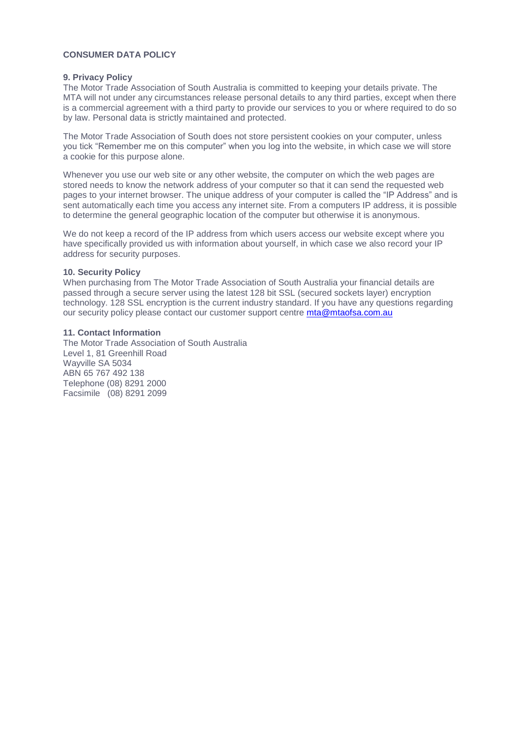**CONSUMER DATA POLICY**

**9. Privacy Policy**

The Motor Trade Association of South Australia is committed to keeping your details private. The MTA will not under any circumstances release personal details to any third parties, except when there is a commercial agreement with a third party to provide our services to you or where required to do so by law. Personal data is strictly maintained and protected.

The Motor Trade Association of South does not store persistent cookies on your computer, unless you tick "Remember me on this computer" when you log into the website, in which case we will store a cookie for this purpose alone.

Whenever you use our web site or any other website, the computer on which the web pages are stored needs to know the network address of your computer so that it can send the requested web pages to your internet browser. The unique address of your computer is called the "IP Address" and is sent automatically each time you access any internet site. From a computers IP address, it is possible to determine the general geographic location of the computer but otherwise it is anonymous.

We do not keep a record of the IP address from which users access our website except where you have specifically provided us with information about yourself, in which case we also record your IP address for security purposes.

**10. Security Policy**

When purchasing from The Motor Trade Association of South Australia your financial details are passed through a secure server using the latest 128 bit SSL (secured sockets layer) encryption technology. 128 SSL encryption is the current industry standard. If you have any questions regarding our security policy please contact our customer support centre mta@mtaofsa.com.au

**11. Contact Information**

The Motor Trade Association of South Australia
Level 1, 81 Greenhill Road
Wayville SA 5034
ABN 65 767 492 138
Telephone (08) 8291 2000
Facsimile (08) 8291 2099